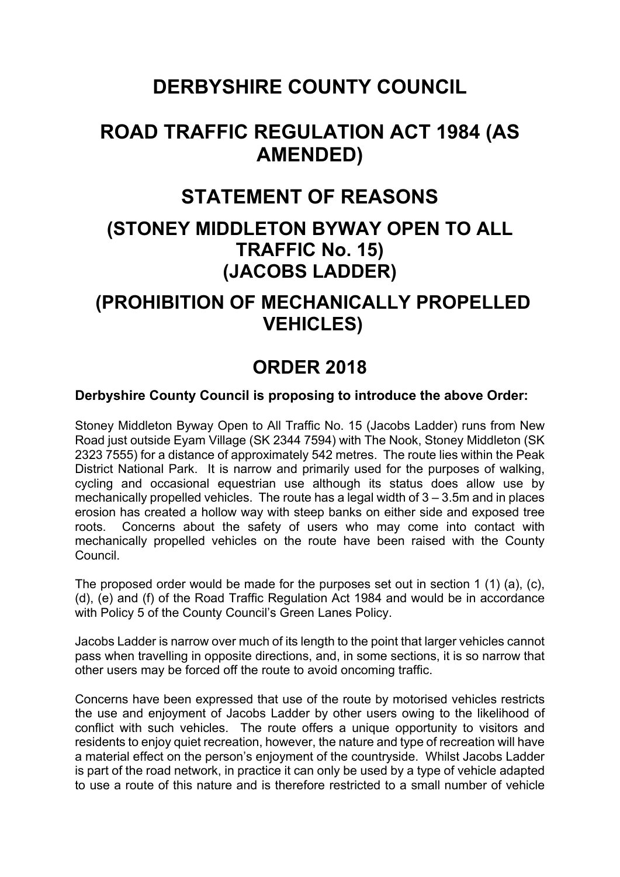# DERBYSHIRE COUNTY COUNCIL

# ROAD TRAFFIC REGULATION ACT 1984 (AS AMENDED)

# STATEMENT OF REASONS

## (STONEY MIDDLETON BYWAY OPEN TO ALL TRAFFIC No. 15) (JACOBS LADDER)

## (PROHIBITION OF MECHANICALLY PROPELLED VEHICLES)

## ORDER 2018

**Derbyshire County Council is proposing to introduce the above Order:**

Stoney Middleton Byway Open to All Traffic No. 15 (Jacobs Ladder) runs from New Road just outside Eyam Village (SK 2344 7594) with The Nook, Stoney Middleton (SK 2323 7555) for a distance of approximately 542 metres. The route lies within the Peak District National Park. It is narrow and primarily used for the purposes of walking, cycling and occasional equestrian use although its status does allow use by mechanically propelled vehicles. The route has a legal width of 3 – 3.5m and in places erosion has created a hollow way with steep banks on either side and exposed tree roots. Concerns about the safety of users who may come into contact with mechanically propelled vehicles on the route have been raised with the County Council.

The proposed order would be made for the purposes set out in section 1 (1) (a), (c), (d), (e) and (f) of the Road Traffic Regulation Act 1984 and would be in accordance with Policy 5 of the County Council's Green Lanes Policy.

Jacobs Ladder is narrow over much of its length to the point that larger vehicles cannot pass when travelling in opposite directions, and, in some sections, it is so narrow that other users may be forced off the route to avoid oncoming traffic.

Concerns have been expressed that use of the route by motorised vehicles restricts the use and enjoyment of Jacobs Ladder by other users owing to the likelihood of conflict with such vehicles. The route offers a unique opportunity to visitors and residents to enjoy quiet recreation, however, the nature and type of recreation will have a material effect on the person's enjoyment of the countryside. Whilst Jacobs Ladder is part of the road network, in practice it can only be used by a type of vehicle adapted to use a route of this nature and is therefore restricted to a small number of vehicle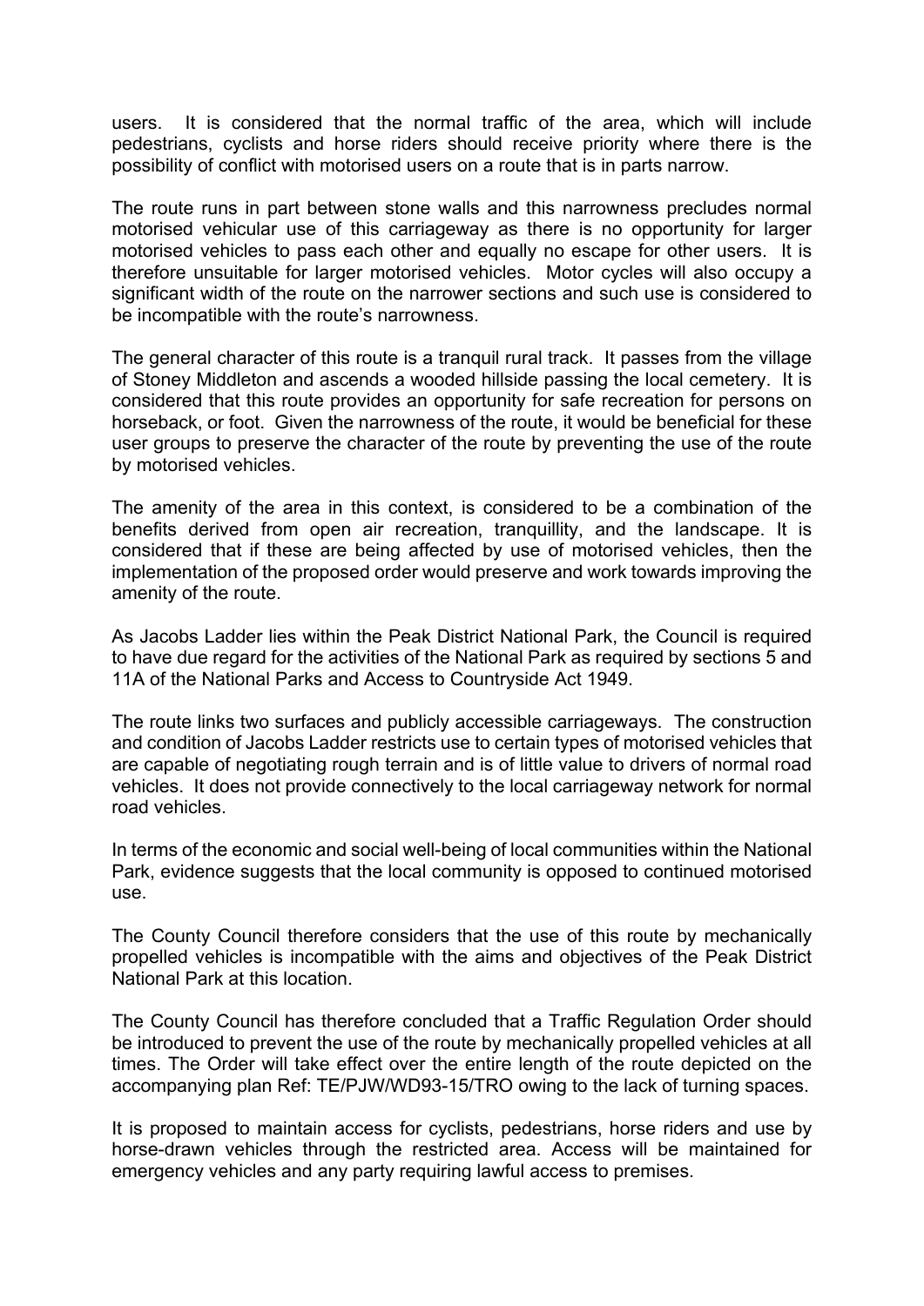users. It is considered that the normal traffic of the area, which will include pedestrians, cyclists and horse riders should receive priority where there is the possibility of conflict with motorised users on a route that is in parts narrow.

The route runs in part between stone walls and this narrowness precludes normal motorised vehicular use of this carriageway as there is no opportunity for larger motorised vehicles to pass each other and equally no escape for other users. It is therefore unsuitable for larger motorised vehicles. Motor cycles will also occupy a significant width of the route on the narrower sections and such use is considered to be incompatible with the route's narrowness.

The general character of this route is a tranquil rural track. It passes from the village of Stoney Middleton and ascends a wooded hillside passing the local cemetery. It is considered that this route provides an opportunity for safe recreation for persons on horseback, or foot. Given the narrowness of the route, it would be beneficial for these user groups to preserve the character of the route by preventing the use of the route by motorised vehicles.

The amenity of the area in this context, is considered to be a combination of the benefits derived from open air recreation, tranquillity, and the landscape. It is considered that if these are being affected by use of motorised vehicles, then the implementation of the proposed order would preserve and work towards improving the amenity of the route.

As Jacobs Ladder lies within the Peak District National Park, the Council is required to have due regard for the activities of the National Park as required by sections 5 and 11A of the National Parks and Access to Countryside Act 1949.

The route links two surfaces and publicly accessible carriageways. The construction and condition of Jacobs Ladder restricts use to certain types of motorised vehicles that are capable of negotiating rough terrain and is of little value to drivers of normal road vehicles. It does not provide connectively to the local carriageway network for normal road vehicles.

In terms of the economic and social well-being of local communities within the National Park, evidence suggests that the local community is opposed to continued motorised use.

The County Council therefore considers that the use of this route by mechanically propelled vehicles is incompatible with the aims and objectives of the Peak District National Park at this location.

The County Council has therefore concluded that a Traffic Regulation Order should be introduced to prevent the use of the route by mechanically propelled vehicles at all times. The Order will take effect over the entire length of the route depicted on the accompanying plan Ref: TE/PJW/WD93-15/TRO owing to the lack of turning spaces.

It is proposed to maintain access for cyclists, pedestrians, horse riders and use by horse-drawn vehicles through the restricted area. Access will be maintained for emergency vehicles and any party requiring lawful access to premises.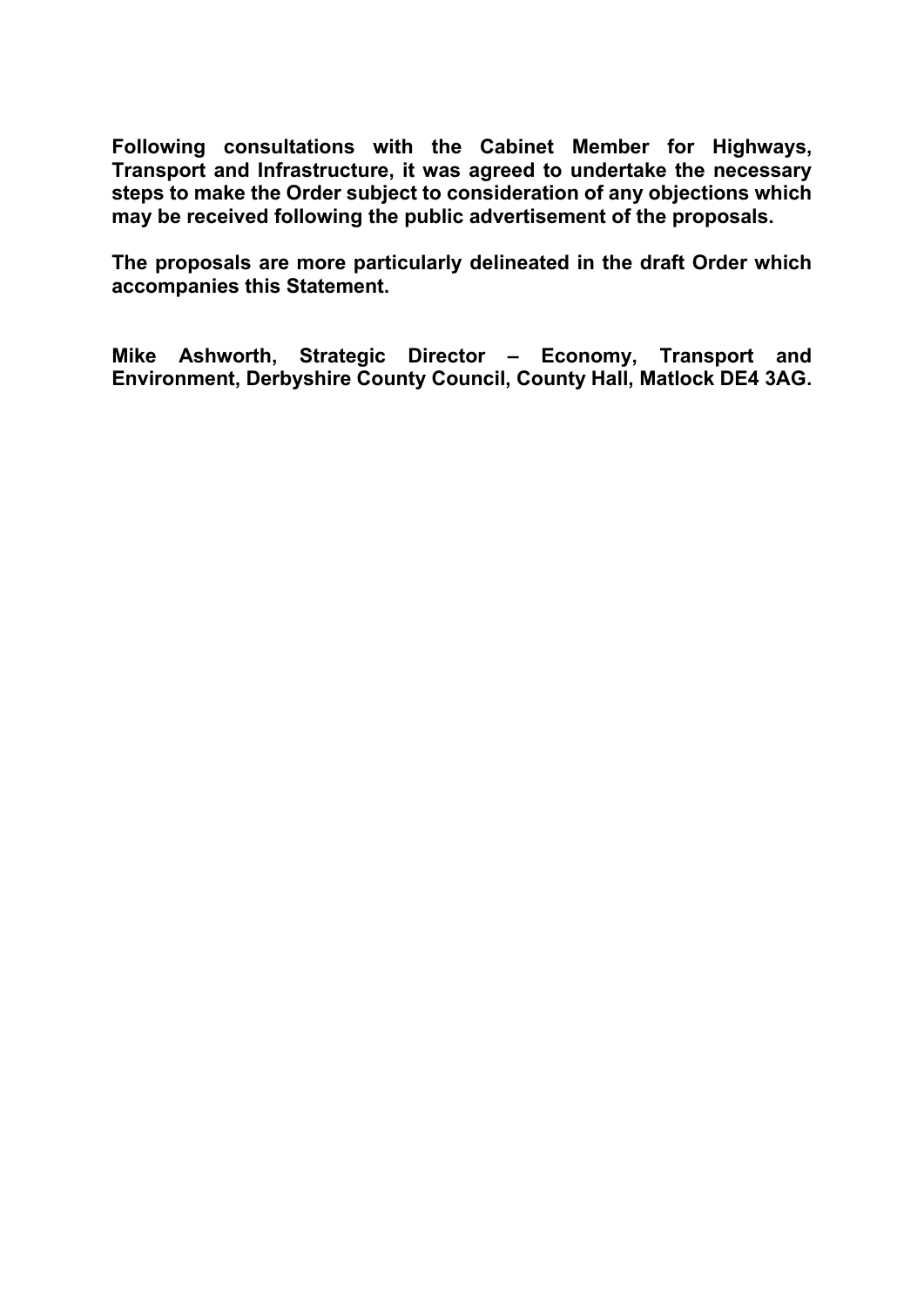**Following consultations with the Cabinet Member for Highways, Transport and Infrastructure, it was agreed to undertake the necessary steps to make the Order subject to consideration of any objections which may be received following the public advertisement of the proposals.**

**The proposals are more particularly delineated in the draft Order which accompanies this Statement.**

**Mike Ashworth, Strategic Director – Economy, Transport and Environment, Derbyshire County Council, County Hall, Matlock DE4 3AG.**